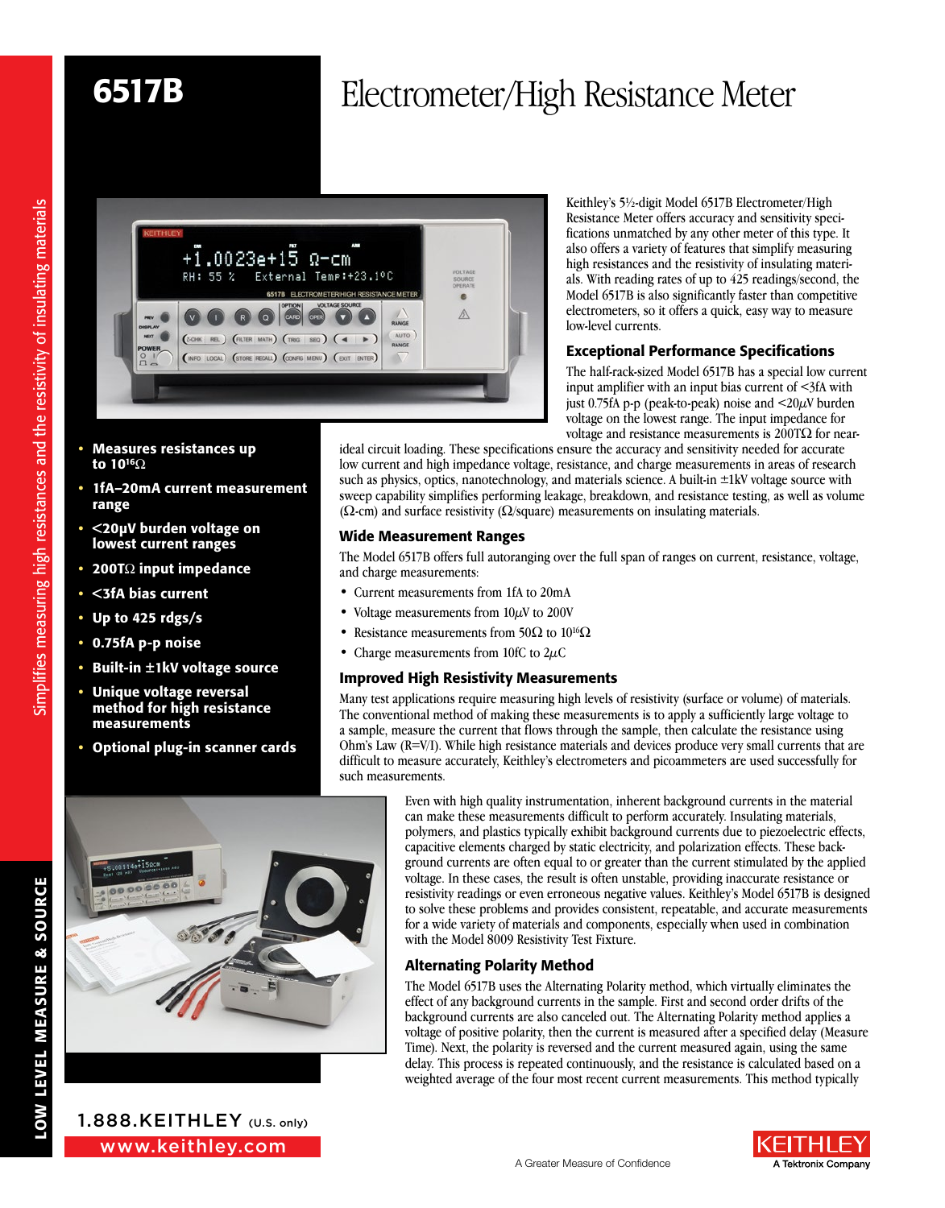# 6517B

# Electrometer/High Resistance Meter

Simplifies measuring high resistances and the resistivity of insulating materials

- **Measures resistances up to $10^{16}\Omega$**
- **1fA–20mA current measurement range**
- **<20µV burden voltage on lowest current ranges**
- **200TΩ input impedance**
- **<3fA bias current**
- **Up to 425 rdgs/s**
- **0.75fA p-p noise**
- **Built-in ±1kV voltage source**
- **Unique voltage reversal method for high resistance measurements**
- **Optional plug-in scanner cards**

Keithley's 5½-digit Model 6517B Electrometer/High Resistance Meter offers accuracy and sensitivity specifications unmatched by any other meter of this type. It also offers a variety of features that simplify measuring high resistances and the resistivity of insulating materials. With reading rates of up to 425 readings/second, the Model 6517B is also significantly faster than competitive electrometers, so it offers a quick, easy way to measure low-level currents.

## Exceptional Performance Specifications

The half-rack-sized Model 6517B has a special low current input amplifier with an input bias current of <3fA with just 0.75fA p-p (peak-to-peak) noise and <20µV burden voltage on the lowest range. The input impedance for voltage and resistance measurements is 200TΩ for near-ideal circuit loading. These specifications ensure the accuracy and sensitivity needed for accurate low current and high impedance voltage, resistance, and charge measurements in areas of research such as physics, optics, nanotechnology, and materials science. A built-in ±1kV voltage source with sweep capability simplifies performing leakage, breakdown, and resistance testing, as well as volume (Ω-cm) and surface resistivity (Ω/square) measurements on insulating materials.

## Wide Measurement Ranges

The Model 6517B offers full autoranging over the full span of ranges on current, resistance, voltage, and charge measurements:

- Current measurements from 1fA to 20mA
- Voltage measurements from 10µV to 200V
- Resistance measurements from 50Ω to $10^{16}\Omega$
- Charge measurements from 10fC to 2µC

## Improved High Resistivity Measurements

Many test applications require measuring high levels of resistivity (surface or volume) of materials. The conventional method of making these measurements is to apply a sufficiently large voltage to a sample, measure the current that flows through the sample, then calculate the resistance using Ohm's Law (R=V/I). While high resistance materials and devices produce very small currents that are difficult to measure accurately, Keithley's electrometers and picoammeters are used successfully for such measurements.

Even with high quality instrumentation, inherent background currents in the material can make these measurements difficult to perform accurately. Insulating materials, polymers, and plastics typically exhibit background currents due to piezoelectric effects, capacitive elements charged by static electricity, and polarization effects. These background currents are often equal to or greater than the current stimulated by the applied voltage. In these cases, the result is often unstable, providing inaccurate resistance or resistivity readings or even erroneous negative values. Keithley's Model 6517B is designed to solve these problems and provides consistent, repeatable, and accurate measurements for a wide variety of materials and components, especially when used in combination with the Model 8009 Resistivity Test Fixture.

## Alternating Polarity Method

The Model 6517B uses the Alternating Polarity method, which virtually eliminates the effect of any background currents in the sample. First and second order drifts of the background currents are also canceled out. The Alternating Polarity method applies a voltage of positive polarity, then the current is measured after a specified delay (Measure Time). Next, the polarity is reversed and the current measured again, using the same delay. This process is repeated continuously, and the resistance is calculated based on a weighted average of the four most recent current measurements. This method typically

LOW LEVEL MEASURE & SOURCE

1.888.KEITHLEY (U.S. only)

www.keithley.com

A Greater Measure of Confidence

KEITHLEY A Tektronix Company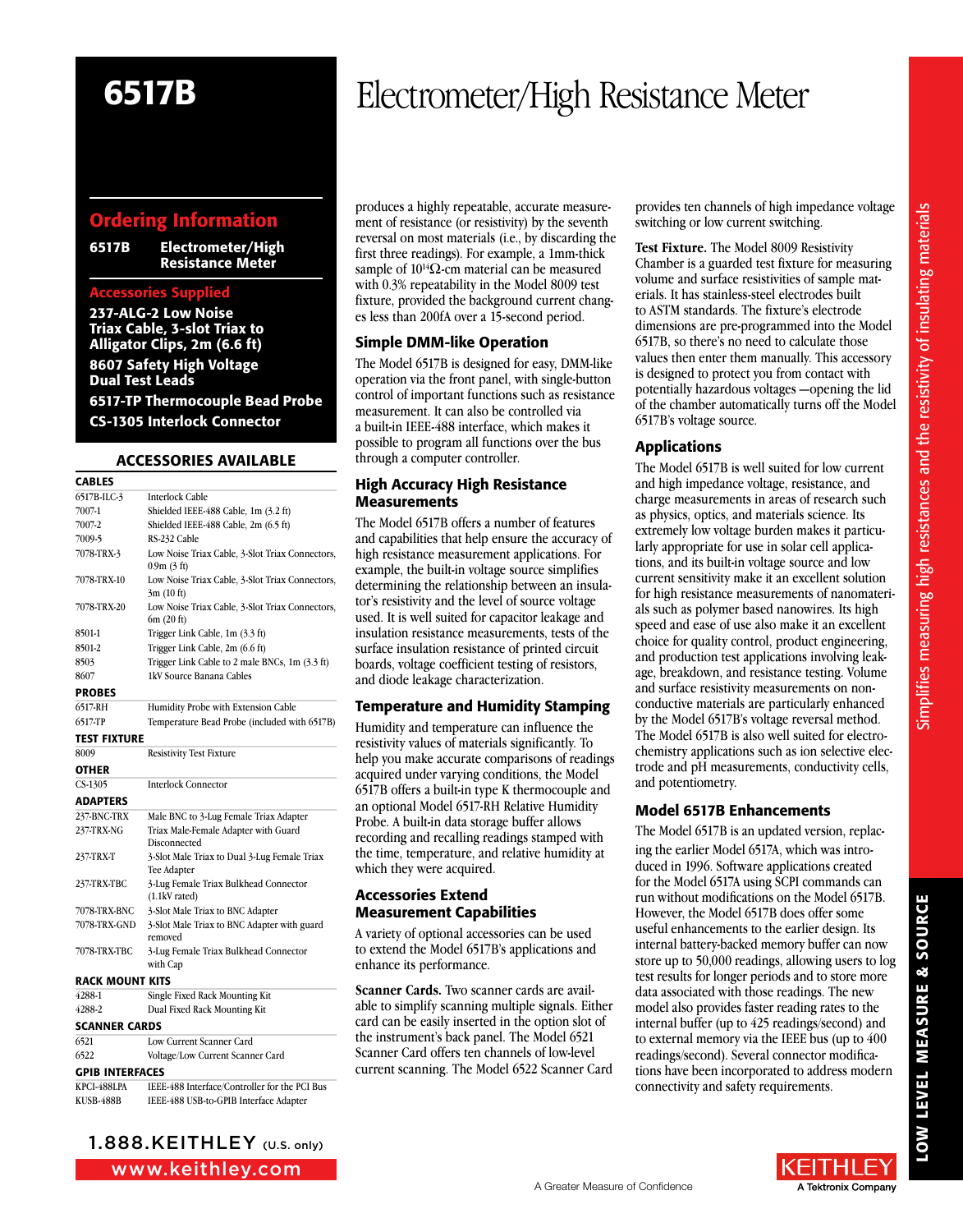# 6517B

# Electrometer/High Resistance Meter

## Ordering Information

**6517B** **Electrometer/High Resistance Meter**

### Accessories Supplied

**237-ALG-2 Low Noise Triax Cable, 3-slot Triax to Alligator Clips, 2m (6.6 ft)**

**8607 Safety High Voltage Dual Test Leads**

**6517-TP Thermocouple Bead Probe**

**CS-1305 Interlock Connector**

### ACCESSORIES AVAILABLE

| | |
|---|---|
| **CABLES** | |
| 6517B-ILC-3 | Interlock Cable |
| 7007-1 | Shielded IEEE-488 Cable, 1m (3.2 ft) |
| 7007-2 | Shielded IEEE-488 Cable, 2m (6.5 ft) |
| 7009-5 | RS-232 Cable |
| 7078-TRX-3 | Low Noise Triax Cable, 3-Slot Triax Connectors, 0.9m (3 ft) |
| 7078-TRX-10 | Low Noise Triax Cable, 3-Slot Triax Connectors, 3m (10 ft) |
| 7078-TRX-20 | Low Noise Triax Cable, 3-Slot Triax Connectors, 6m (20 ft) |
| 8501-1 | Trigger Link Cable, 1m (3.3 ft) |
| 8501-2 | Trigger Link Cable, 2m (6.6 ft) |
| 8503 | Trigger Link Cable to 2 male BNCs, 1m (3.3 ft) |
| 8607 | 1kV Source Banana Cables |
| **PROBES** | |
| 6517-RH | Humidity Probe with Extension Cable |
| 6517-TP | Temperature Bead Probe (included with 6517B) |
| **TEST FIXTURE** | |
| 8009 | Resistivity Test Fixture |
| **OTHER** | |
| CS-1305 | Interlock Connector |
| **ADAPTERS** | |
| 237-BNC-TRX | Male BNC to 3-Lug Female Triax Adapter |
| 237-TRX-NG | Triax Male-Female Adapter with Guard Disconnected |
| 237-TRX-T | 3-Slot Male Triax to Dual 3-Lug Female Triax Tee Adapter |
| 237-TRX-TBC | 3-Lug Female Triax Bulkhead Connector (1.1kV rated) |
| 7078-TRX-BNC | 3-Slot Male Triax to BNC Adapter |
| 7078-TRX-GND | 3-Slot Male Triax to BNC Adapter with guard removed |
| 7078-TRX-TBC | 3-Lug Female Triax Bulkhead Connector with Cap |
| **RACK MOUNT KITS** | |
| 4288-1 | Single Fixed Rack Mounting Kit |
| 4288-2 | Dual Fixed Rack Mounting Kit |
| **SCANNER CARDS** | |
| 6521 | Low Current Scanner Card |
| 6522 | Voltage/Low Current Scanner Card |
| **GPIB INTERFACES** | |
| KPCI-488LPA | IEEE-488 Interface/Controller for the PCI Bus |
| KUSB-488B | IEEE-488 USB-to-GPIB Interface Adapter |

produces a highly repeatable, accurate measurement of resistance (or resistivity) by the seventh reversal on most materials (i.e., by discarding the first three readings). For example, a 1mm-thick sample of $10^{14}\Omega$-cm material can be measured with 0.3% repeatability in the Model 8009 test fixture, provided the background current changes less than 200fA over a 15-second period.

### Simple DMM-like Operation

The Model 6517B is designed for easy, DMM-like operation via the front panel, with single-button control of important functions such as resistance measurement. It can also be controlled via a built-in IEEE-488 interface, which makes it possible to program all functions over the bus through a computer controller.

### High Accuracy High Resistance Measurements

The Model 6517B offers a number of features and capabilities that help ensure the accuracy of high resistance measurement applications. For example, the built-in voltage source simplifies determining the relationship between an insulator's resistivity and the level of source voltage used. It is well suited for capacitor leakage and insulation resistance measurements, tests of the surface insulation resistance of printed circuit boards, voltage coefficient testing of resistors, and diode leakage characterization.

### Temperature and Humidity Stamping

Humidity and temperature can influence the resistivity values of materials significantly. To help you make accurate comparisons of readings acquired under varying conditions, the Model 6517B offers a built-in type K thermocouple and an optional Model 6517-RH Relative Humidity Probe. A built-in data storage buffer allows recording and recalling readings stamped with the time, temperature, and relative humidity at which they were acquired.

### Accessories Extend Measurement Capabilities

A variety of optional accessories can be used to extend the Model 6517B's applications and enhance its performance.

**Scanner Cards.** Two scanner cards are available to simplify scanning multiple signals. Either card can be easily inserted in the option slot of the instrument's back panel. The Model 6521 Scanner Card offers ten channels of low-level current scanning. The Model 6522 Scanner Card provides ten channels of high impedance voltage switching or low current switching.

**Test Fixture.** The Model 8009 Resistivity Chamber is a guarded test fixture for measuring volume and surface resistivities of sample materials. It has stainless-steel electrodes built to ASTM standards. The fixture's electrode dimensions are pre-programmed into the Model 6517B, so there's no need to calculate those values then enter them manually. This accessory is designed to protect you from contact with potentially hazardous voltages —opening the lid of the chamber automatically turns off the Model 6517B's voltage source.

### Applications

The Model 6517B is well suited for low current and high impedance voltage, resistance, and charge measurements in areas of research such as physics, optics, and materials science. Its extremely low voltage burden makes it particularly appropriate for use in solar cell applications, and its built-in voltage source and low current sensitivity make it an excellent solution for high resistance measurements of nanomaterials such as polymer based nanowires. Its high speed and ease of use also make it an excellent choice for quality control, product engineering, and production test applications involving leakage, breakdown, and resistance testing. Volume and surface resistivity measurements on non-conductive materials are particularly enhanced by the Model 6517B's voltage reversal method. The Model 6517B is also well suited for electrochemistry applications such as ion selective electrode and pH measurements, conductivity cells, and potentiometry.

### Model 6517B Enhancements

The Model 6517B is an updated version, replacing the earlier Model 6517A, which was introduced in 1996. Software applications created for the Model 6517A using SCPI commands can run without modifications on the Model 6517B. However, the Model 6517B does offer some useful enhancements to the earlier design. Its internal battery-backed memory buffer can now store up to 50,000 readings, allowing users to log test results for longer periods and to store more data associated with those readings. The new model also provides faster reading rates to the internal buffer (up to 425 readings/second) and to external memory via the IEEE bus (up to 400 readings/second). Several connector modifications have been incorporated to address modern connectivity and safety requirements.

Simplifies measuring high resistances and the resistivity of insulating materials

LOW LEVEL MEASURE & SOURCE

1.888.KEITHLEY (U.S. only)

www.keithley.com

A Greater Measure of Confidence

KEITHLEY A Tektronix Company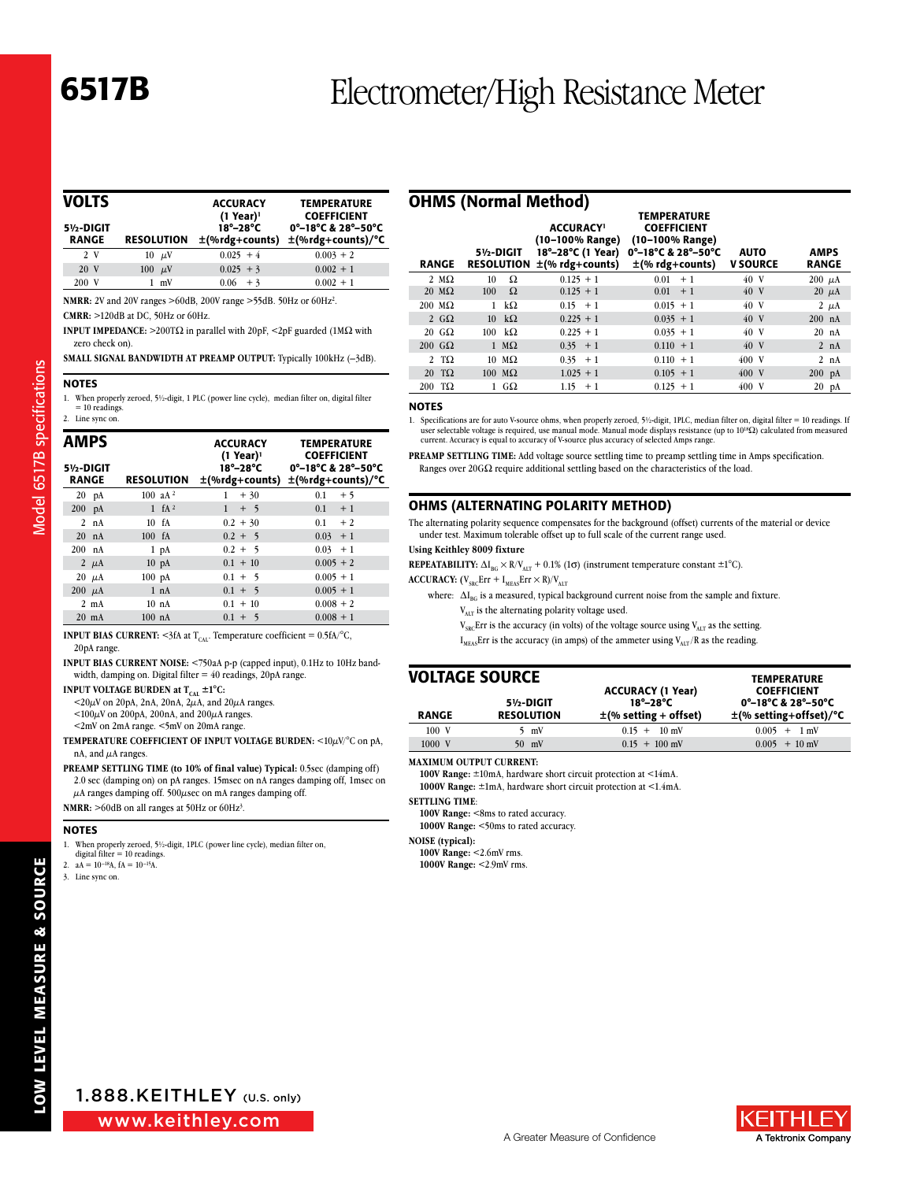# 6517B Electrometer/High Resistance Meter

## VOLTS

| 5½-DIGIT RANGE | RESOLUTION | ACCURACY (1 Year)[1] 18°–28°C ±(%rdg+counts) | TEMPERATURE COEFFICIENT 0°–18°C & 28°–50°C ±(%rdg+counts)/°C |
|---|---|---|---|
| 2 V | 10 µV | 0.025 + 4 | 0.003 + 2 |
| 20 V | 100 µV | 0.025 + 3 | 0.002 + 1 |
| 200 V | 1 mV | 0.06 + 3 | 0.002 + 1 |

**NMRR:** 2V and 20V ranges >60dB, 200V range >55dB. 50Hz or 60Hz[2].

**CMRR:** >120dB at DC, 50Hz or 60Hz.

**INPUT IMPEDANCE:** >200TΩ in parallel with 20pF, <2pF guarded (1MΩ with zero check on).

**SMALL SIGNAL BANDWIDTH AT PREAMP OUTPUT:** Typically 100kHz (–3dB).

### NOTES

1. When properly zeroed, 5½-digit, 1 PLC (power line cycle), median filter on, digital filter = 10 readings.
2. Line sync on.

## AMPS

| 5½-DIGIT RANGE | RESOLUTION | ACCURACY (1 Year)[1] 18°–28°C ±(%rdg+counts) | TEMPERATURE COEFFICIENT 0°–18°C & 28°–50°C ±(%rdg+counts)/°C |
|---|---|---|---|
| 20 pA | 100 aA[2] | 1 + 30 | 0.1 + 5 |
| 200 pA | 1 fA[2] | 1 + 5 | 0.1 + 1 |
| 2 nA | 10 fA | 0.2 + 30 | 0.1 + 2 |
| 20 nA | 100 fA | 0.2 + 5 | 0.03 + 1 |
| 200 nA | 1 pA | 0.2 + 5 | 0.03 + 1 |
| 2 µA | 10 pA | 0.1 + 10 | 0.005 + 2 |
| 20 µA | 100 pA | 0.1 + 5 | 0.005 + 1 |
| 200 µA | 1 nA | 0.1 + 5 | 0.005 + 1 |
| 2 mA | 10 nA | 0.1 + 10 | 0.008 + 2 |
| 20 mA | 100 nA | 0.1 + 5 | 0.008 + 1 |

**INPUT BIAS CURRENT:** <3fA at $T_{CAL}$. Temperature coefficient = 0.5fA/°C, 20pA range.

**INPUT BIAS CURRENT NOISE:** <750aA p-p (capped input), 0.1Hz to 10Hz bandwidth, damping on. Digital filter = 40 readings, 20pA range.

**INPUT VOLTAGE BURDEN at $T_{CAL}$ ±1°C:**
<20µV on 20pA, 2nA, 20nA, 2µA, and 20µA ranges.
<100µV on 200pA, 200nA, and 200µA ranges.
<2mV on 2mA range. <5mV on 20mA range.

**TEMPERATURE COEFFICIENT OF INPUT VOLTAGE BURDEN:** <10µV/°C on pA, nA, and µA ranges.

**PREAMP SETTLING TIME (to 10% of final value) Typical:** 0.5sec (damping off) 2.0 sec (damping on) on pA ranges. 15msec on nA ranges damping off, 1msec on µA ranges damping off. 500µsec on mA ranges damping off.

**NMRR:** >60dB on all ranges at 50Hz or 60Hz[3].

### NOTES

1. When properly zeroed, 5½-digit, 1PLC (power line cycle), median filter on, digital filter = 10 readings.
2. aA = $10^{-18}$A, fA = $10^{-15}$A.
3. Line sync on.

## OHMS (Normal Method)

| RANGE | 5½-DIGIT RESOLUTION | ACCURACY[1] (10–100% Range) 18°–28°C (1 Year) ±(% rdg+counts) | TEMPERATURE COEFFICIENT (10–100% Range) 0°–18°C & 28°–50°C ±(% rdg+counts) | AUTO V SOURCE | AMPS RANGE |
|---|---|---|---|---|---|
| 2 MΩ | 10 Ω | 0.125 + 1 | 0.01 + 1 | 40 V | 200 µA |
| 20 MΩ | 100 Ω | 0.125 + 1 | 0.01 + 1 | 40 V | 20 µA |
| 200 MΩ | 1 kΩ | 0.15 + 1 | 0.015 + 1 | 40 V | 2 µA |
| 2 GΩ | 10 kΩ | 0.225 + 1 | 0.035 + 1 | 40 V | 200 nA |
| 20 GΩ | 100 kΩ | 0.225 + 1 | 0.035 + 1 | 40 V | 20 nA |
| 200 GΩ | 1 MΩ | 0.35 + 1 | 0.110 + 1 | 40 V | 2 nA |
| 2 TΩ | 10 MΩ | 0.35 + 1 | 0.110 + 1 | 400 V | 2 nA |
| 20 TΩ | 100 MΩ | 1.025 + 1 | 0.105 + 1 | 400 V | 200 pA |
| 200 TΩ | 1 GΩ | 1.15 + 1 | 0.125 + 1 | 400 V | 20 pA |

### NOTES

1. Specifications are for auto V-source ohms, when properly zeroed, 5½-digit, 1PLC, median filter on, digital filter = 10 readings. If user selectable voltage is required, use manual mode. Manual mode displays resistance (up to $10^{18}$Ω) calculated from measured current. Accuracy is equal to accuracy of V-source plus accuracy of selected Amps range.

**PREAMP SETTLING TIME:** Add voltage source settling time to preamp settling time in Amps specification. Ranges over 20GΩ require additional settling based on the characteristics of the load.

## OHMS (ALTERNATING POLARITY METHOD)

The alternating polarity sequence compensates for the background (offset) currents of the material or device under test. Maximum tolerable offset up to full scale of the current range used.

**Using Keithley 8009 fixture**

**REPEATABILITY:** $\Delta I_{BG} \times R/V_{ALT}$ + 0.1% (1σ) (instrument temperature constant ±1°C).

**ACCURACY:** $(V_{SRC}Err + I_{MEAS}Err \times R)/V_{ALT}$

where: $\Delta I_{BG}$ is a measured, typical background current noise from the sample and fixture.
$V_{ALT}$ is the alternating polarity voltage used.
$V_{SRC}Err$ is the accuracy (in volts) of the voltage source using $V_{ALT}$ as the setting.
$I_{MEAS}Err$ is the accuracy (in amps) of the ammeter using $V_{ALT}/R$ as the reading.

## VOLTAGE SOURCE

| RANGE | 5½-DIGIT RESOLUTION | ACCURACY (1 Year) 18°–28°C ±(% setting + offset) | TEMPERATURE COEFFICIENT 0°–18°C & 28°–50°C ±(% setting+offset)/°C |
|---|---|---|---|
| 100 V | 5 mV | 0.15 + 10 mV | 0.005 + 1 mV |
| 1000 V | 50 mV | 0.15 + 100 mV | 0.005 + 10 mV |

**MAXIMUM OUTPUT CURRENT:**
**100V Range:** ±10mA, hardware short circuit protection at <14mA.
**1000V Range:** ±1mA, hardware short circuit protection at <1.4mA.

**SETTLING TIME:**
**100V Range:** <8ms to rated accuracy.
**1000V Range:** <50ms to rated accuracy.

**NOISE (typical):**
**100V Range:** <2.6mV rms.
**1000V Range:** <2.9mV rms.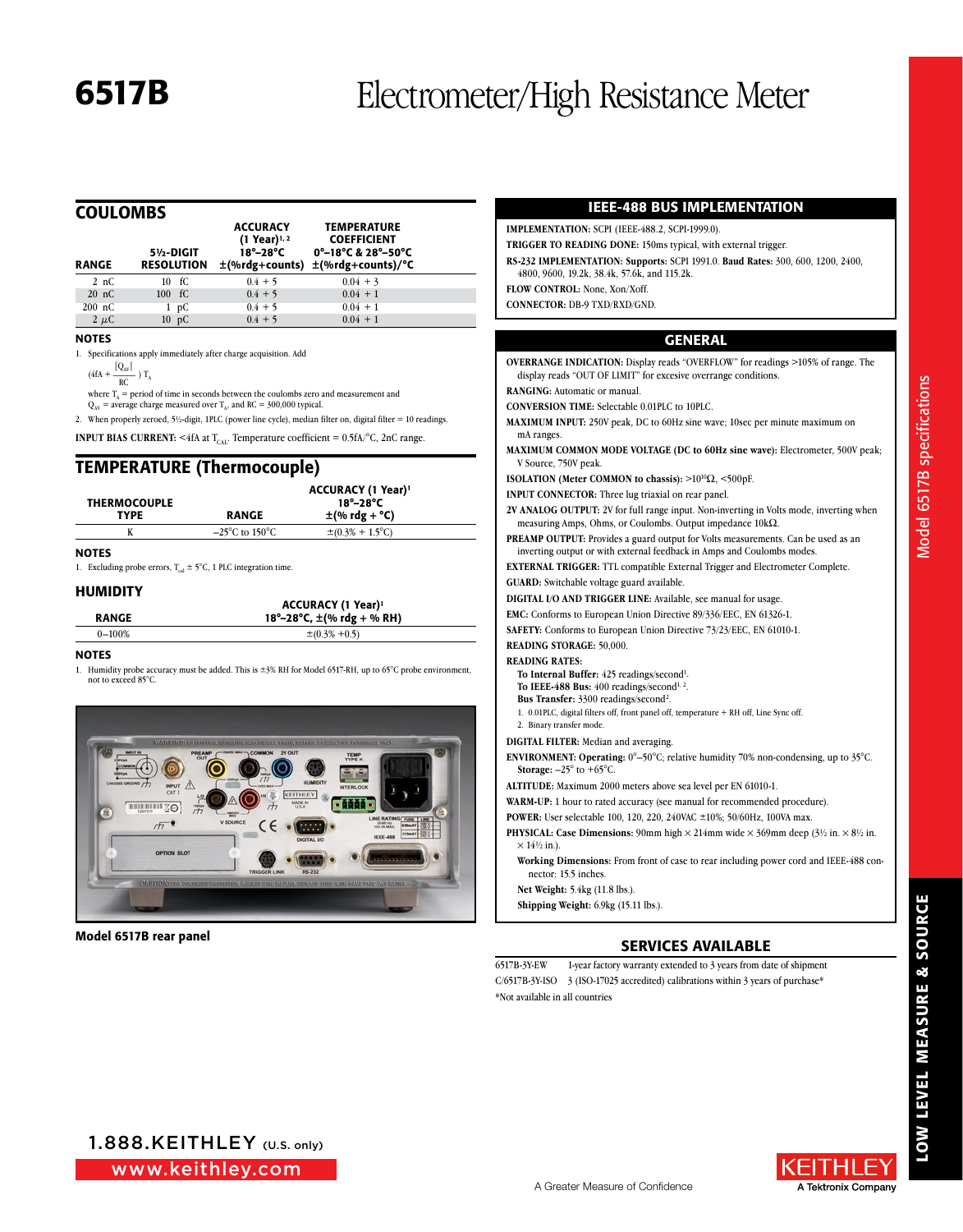# 6517B Electrometer/High Resistance Meter

## COULOMBS

| RANGE | 5½-DIGIT RESOLUTION | ACCURACY (1 Year)[1,2] 18°–28°C ±(%rdg+counts) | TEMPERATURE COEFFICIENT 0°–18°C & 28°–50°C ±(%rdg+counts)/°C |
|---|---|---|---|
| 2 nC | 10 fC | 0.4 + 5 | 0.04 + 3 |
| 20 nC | 100 fC | 0.4 + 5 | 0.04 + 1 |
| 200 nC | 1 pC | 0.4 + 5 | 0.04 + 1 |
| 2 µC | 10 pC | 0.4 + 5 | 0.04 + 1 |

### NOTES

1. Specifications apply immediately after charge acquisition. Add $\left(4\text{fA} + \frac{|Q_{AV}|}{RC}\right) T_A$ where $T_A$ = period of time in seconds between the coulombs zero and measurement and $Q_{AV}$ = average charge measured over $T_A$, and RC = 300,000 typical.
2. When properly zeroed, 5½-digit, 1PLC (power line cycle), median filter on, digital filter = 10 readings.

**INPUT BIAS CURRENT:** <4fA at $T_{CAL}$. Temperature coefficient = 0.5fA/°C, 2nC range.

## TEMPERATURE (Thermocouple)

| THERMOCOUPLE TYPE | RANGE | ACCURACY (1 Year)[1] 18°–28°C ±(% rdg + °C) |
|---|---|---|
| K | –25°C to 150°C | ±(0.3% + 1.5°C) |

### NOTES

1. Excluding probe errors, $T_{cal}$ ± 5°C, 1 PLC integration time.

## HUMIDITY

| RANGE | ACCURACY (1 Year)[1] 18°–28°C, ±(% rdg + % RH) |
|---|---|
| 0–100% | ±(0.3% +0.5) |

### NOTES

1. Humidity probe accuracy must be added. This is ±3% RH for Model 6517-RH, up to 65°C probe environment, not to exceed 85°C.

**Model 6517B rear panel**

## IEEE-488 BUS IMPLEMENTATION

**IMPLEMENTATION:** SCPI (IEEE-488.2, SCPI-1999.0).

**TRIGGER TO READING DONE:** 150ms typical, with external trigger.

**RS-232 IMPLEMENTATION: Supports:** SCPI 1991.0. **Baud Rates:** 300, 600, 1200, 2400, 4800, 9600, 19.2k, 38.4k, 57.6k, and 115.2k.

**FLOW CONTROL:** None, Xon/Xoff.

**CONNECTOR:** DB-9 TXD/RXD/GND.

## GENERAL

**OVERRANGE INDICATION:** Display reads "OVERFLOW" for readings >105% of range. The display reads "OUT OF LIMIT" for excessive overrange conditions.

**RANGING:** Automatic or manual.

**CONVERSION TIME:** Selectable 0.01PLC to 10PLC.

**MAXIMUM INPUT:** 250V peak, DC to 60Hz sine wave; 10sec per minute maximum on mA ranges.

**MAXIMUM COMMON MODE VOLTAGE (DC to 60Hz sine wave):** Electrometer, 500V peak; V Source, 750V peak.

**ISOLATION (Meter COMMON to chassis):** >10[10]Ω, <500pF.

**INPUT CONNECTOR:** Three lug triaxial on rear panel.

**2V ANALOG OUTPUT:** 2V for full range input. Non-inverting in Volts mode, inverting when measuring Amps, Ohms, or Coulombs. Output impedance 10kΩ.

**PREAMP OUTPUT:** Provides a guard output for Volts measurements. Can be used as an inverting output or with external feedback in Amps and Coulombs modes.

**EXTERNAL TRIGGER:** TTL compatible External Trigger and Electrometer Complete.

**GUARD:** Switchable voltage guard available.

**DIGITAL I/O AND TRIGGER LINE:** Available, see manual for usage.

**EMC:** Conforms to European Union Directive 89/336/EEC, EN 61326-1.

**SAFETY:** Conforms to European Union Directive 73/23/EEC, EN 61010-1.

**READING STORAGE:** 50,000.

**READING RATES:**

- **To Internal Buffer:** 425 readings/second[1].
- **To IEEE-488 Bus:** 400 readings/second[1,2].
- **Bus Transfer:** 3300 readings/second[2].

1. 0.01PLC, digital filters off, front panel off, temperature + RH off, Line Sync off.
2. Binary transfer mode.

**DIGITAL FILTER:** Median and averaging.

**ENVIRONMENT: Operating:** 0°–50°C; relative humidity 70% non-condensing, up to 35°C. **Storage:** –25° to +65°C.

**ALTITUDE:** Maximum 2000 meters above sea level per EN 61010-1.

**WARM-UP:** 1 hour to rated accuracy (see manual for recommended procedure).

**POWER:** User selectable 100, 120, 220, 240VAC ±10%; 50/60Hz, 100VA max.

**PHYSICAL: Case Dimensions:** 90mm high × 214mm wide × 369mm deep (3½ in. × 8½ in. × 14½ in.).

**Working Dimensions:** From front of case to rear including power cord and IEEE-488 connector: 15.5 inches.

**Net Weight:** 5.4kg (11.8 lbs.).

**Shipping Weight:** 6.9kg (15.11 lbs.).

## SERVICES AVAILABLE

| | |
|---|---|
| 6517B-3Y-EW | 1-year factory warranty extended to 3 years from date of shipment |
| C/6517B-3Y-ISO | 3 (ISO-17025 accredited) calibrations within 3 years of purchase* |

*Not available in all countries